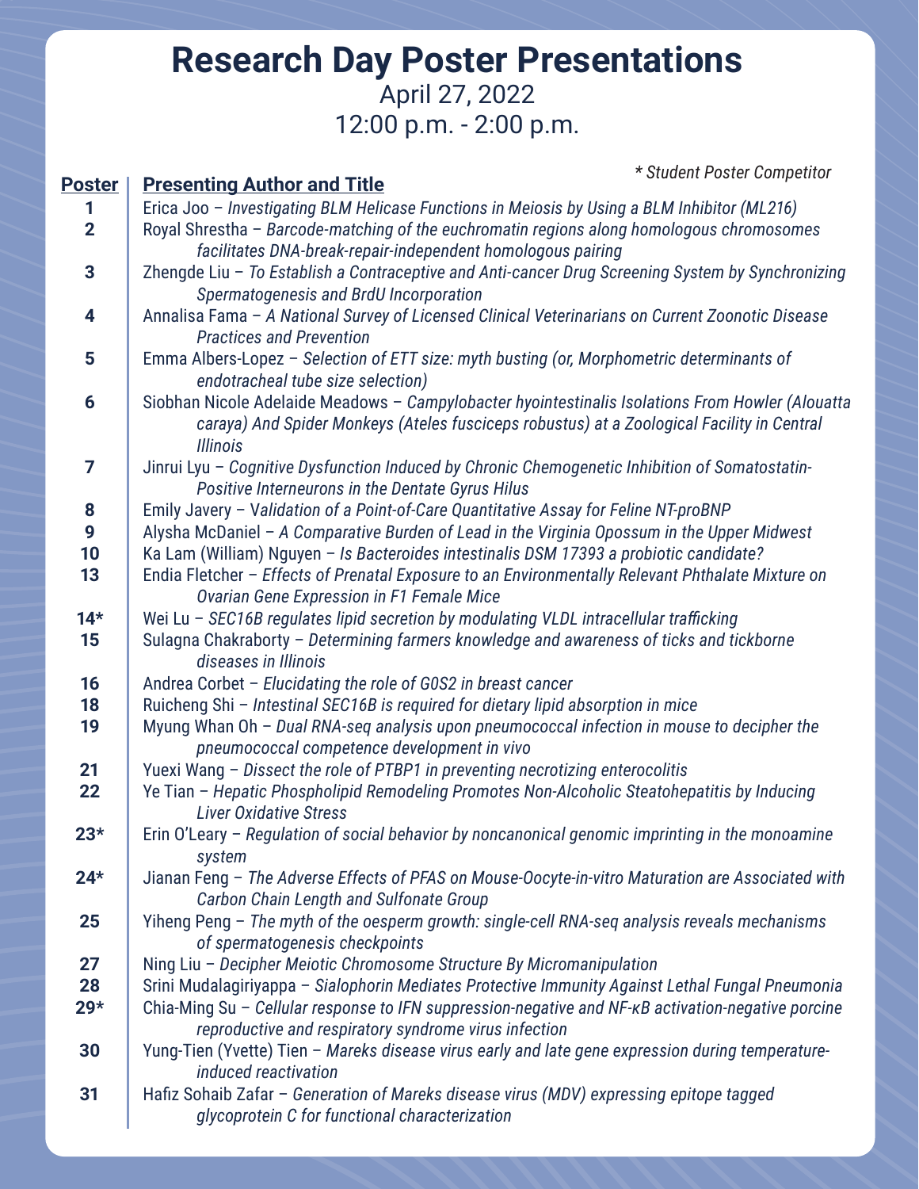# Research Day Poster Presentations

April 27, 2022

12:00 p.m. - 2:00 p.m.

*\* Student Poster Competitor*

| Poster | Presenting Author and Title |
|---|---|
| 1 | Erica Joo – *Investigating BLM Helicase Functions in Meiosis by Using a BLM Inhibitor (ML216)* |
| 2 | Royal Shrestha – *Barcode-matching of the euchromatin regions along homologous chromosomes facilitates DNA-break-repair-independent homologous pairing* |
| 3 | Zhengde Liu – *To Establish a Contraceptive and Anti-cancer Drug Screening System by Synchronizing Spermatogenesis and BrdU Incorporation* |
| 4 | Annalisa Fama – *A National Survey of Licensed Clinical Veterinarians on Current Zoonotic Disease Practices and Prevention* |
| 5 | Emma Albers-Lopez – *Selection of ETT size: myth busting (or, Morphometric determinants of endotracheal tube size selection)* |
| 6 | Siobhan Nicole Adelaide Meadows – *Campylobacter hyointestinalis Isolations From Howler (Alouatta caraya) And Spider Monkeys (Ateles fusciceps robustus) at a Zoological Facility in Central Illinois* |
| 7 | Jinrui Lyu – *Cognitive Dysfunction Induced by Chronic Chemogenetic Inhibition of Somatostatin-Positive Interneurons in the Dentate Gyrus Hilus* |
| 8 | Emily Javery – *Validation of a Point-of-Care Quantitative Assay for Feline NT-proBNP* |
| 9 | Alysha McDaniel – *A Comparative Burden of Lead in the Virginia Opossum in the Upper Midwest* |
| 10 | Ka Lam (William) Nguyen – *Is Bacteroides intestinalis DSM 17393 a probiotic candidate?* |
| 13 | Endia Fletcher – *Effects of Prenatal Exposure to an Environmentally Relevant Phthalate Mixture on Ovarian Gene Expression in F1 Female Mice* |
| 14* | Wei Lu – *SEC16B regulates lipid secretion by modulating VLDL intracellular trafficking* |
| 15 | Sulagna Chakraborty – *Determining farmers knowledge and awareness of ticks and tickborne diseases in Illinois* |
| 16 | Andrea Corbet – *Elucidating the role of G0S2 in breast cancer* |
| 18 | Ruicheng Shi – *Intestinal SEC16B is required for dietary lipid absorption in mice* |
| 19 | Myung Whan Oh – *Dual RNA-seq analysis upon pneumococcal infection in mouse to decipher the pneumococcal competence development in vivo* |
| 21 | Yuexi Wang – *Dissect the role of PTBP1 in preventing necrotizing enterocolitis* |
| 22 | Ye Tian – *Hepatic Phospholipid Remodeling Promotes Non-Alcoholic Steatohepatitis by Inducing Liver Oxidative Stress* |
| 23* | Erin O'Leary – *Regulation of social behavior by noncanonical genomic imprinting in the monoamine system* |
| 24* | Jianan Feng – *The Adverse Effects of PFAS on Mouse-Oocyte-in-vitro Maturation are Associated with Carbon Chain Length and Sulfonate Group* |
| 25 | Yiheng Peng – *The myth of the oesperm growth: single-cell RNA-seq analysis reveals mechanisms of spermatogenesis checkpoints* |
| 27 | Ning Liu – *Decipher Meiotic Chromosome Structure By Micromanipulation* |
| 28 | Srini Mudalagiriyappa – *Sialophorin Mediates Protective Immunity Against Lethal Fungal Pneumonia* |
| 29* | Chia-Ming Su – *Cellular response to IFN suppression-negative and NF-κB activation-negative porcine reproductive and respiratory syndrome virus infection* |
| 30 | Yung-Tien (Yvette) Tien – *Mareks disease virus early and late gene expression during temperature-induced reactivation* |
| 31 | Hafiz Sohaib Zafar – *Generation of Mareks disease virus (MDV) expressing epitope tagged glycoprotein C for functional characterization* |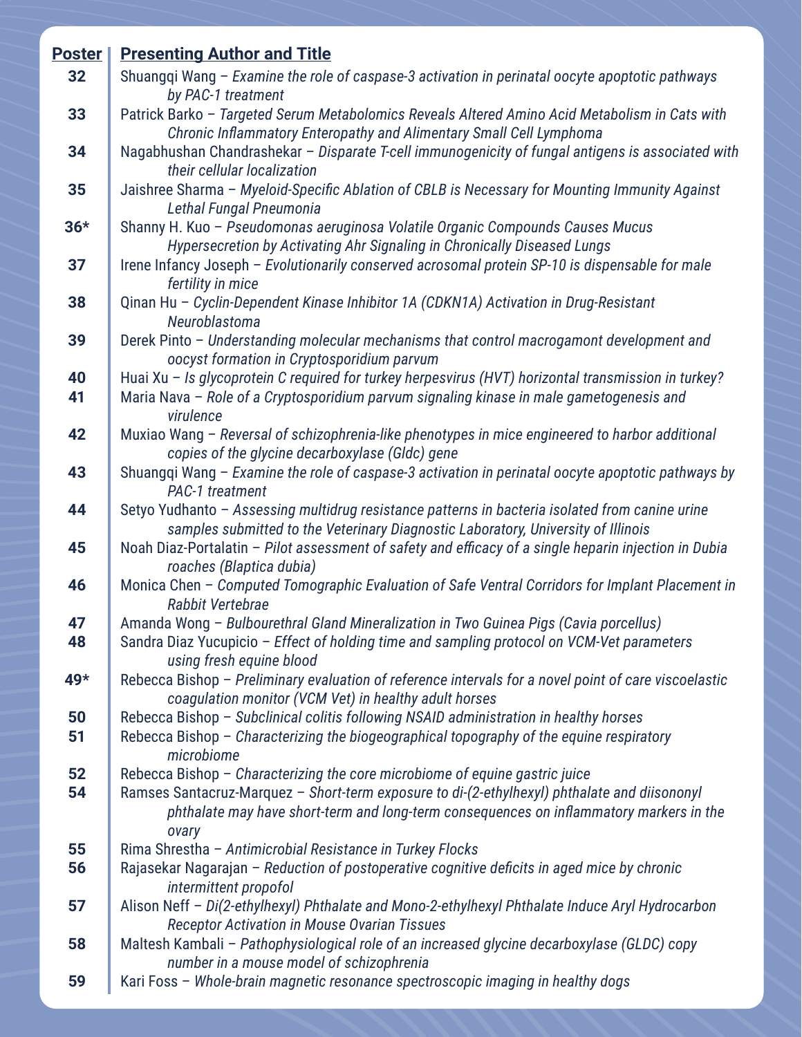| Poster | Presenting Author and Title |
|---|---|
| 32 | Shuangqi Wang – *Examine the role of caspase-3 activation in perinatal oocyte apoptotic pathways by PAC-1 treatment* |
| 33 | Patrick Barko – *Targeted Serum Metabolomics Reveals Altered Amino Acid Metabolism in Cats with Chronic Inflammatory Enteropathy and Alimentary Small Cell Lymphoma* |
| 34 | Nagabhushan Chandrashekar – *Disparate T-cell immunogenicity of fungal antigens is associated with their cellular localization* |
| 35 | Jaishree Sharma – *Myeloid-Specific Ablation of CBLB is Necessary for Mounting Immunity Against Lethal Fungal Pneumonia* |
| 36* | Shanny H. Kuo – *Pseudomonas aeruginosa Volatile Organic Compounds Causes Mucus Hypersecretion by Activating Ahr Signaling in Chronically Diseased Lungs* |
| 37 | Irene Infancy Joseph – *Evolutionarily conserved acrosomal protein SP-10 is dispensable for male fertility in mice* |
| 38 | Qinan Hu – *Cyclin-Dependent Kinase Inhibitor 1A (CDKN1A) Activation in Drug-Resistant Neuroblastoma* |
| 39 | Derek Pinto – *Understanding molecular mechanisms that control macrogamont development and oocyst formation in Cryptosporidium parvum* |
| 40 | Huai Xu – *Is glycoprotein C required for turkey herpesvirus (HVT) horizontal transmission in turkey?* |
| 41 | Maria Nava – *Role of a Cryptosporidium parvum signaling kinase in male gametogenesis and virulence* |
| 42 | Muxiao Wang – *Reversal of schizophrenia-like phenotypes in mice engineered to harbor additional copies of the glycine decarboxylase (Gldc) gene* |
| 43 | Shuangqi Wang – *Examine the role of caspase-3 activation in perinatal oocyte apoptotic pathways by PAC-1 treatment* |
| 44 | Setyo Yudhanto – *Assessing multidrug resistance patterns in bacteria isolated from canine urine samples submitted to the Veterinary Diagnostic Laboratory, University of Illinois* |
| 45 | Noah Diaz-Portalatin – *Pilot assessment of safety and efficacy of a single heparin injection in Dubia roaches (Blaptica dubia)* |
| 46 | Monica Chen – *Computed Tomographic Evaluation of Safe Ventral Corridors for Implant Placement in Rabbit Vertebrae* |
| 47 | Amanda Wong – *Bulbourethral Gland Mineralization in Two Guinea Pigs (Cavia porcellus)* |
| 48 | Sandra Diaz Yucupicio – *Effect of holding time and sampling protocol on VCM-Vet parameters using fresh equine blood* |
| 49* | Rebecca Bishop – *Preliminary evaluation of reference intervals for a novel point of care viscoelastic coagulation monitor (VCM Vet) in healthy adult horses* |
| 50 | Rebecca Bishop – *Subclinical colitis following NSAID administration in healthy horses* |
| 51 | Rebecca Bishop – *Characterizing the biogeographical topography of the equine respiratory microbiome* |
| 52 | Rebecca Bishop – *Characterizing the core microbiome of equine gastric juice* |
| 54 | Ramses Santacruz-Marquez – *Short-term exposure to di-(2-ethylhexyl) phthalate and diisononyl phthalate may have short-term and long-term consequences on inflammatory markers in the ovary* |
| 55 | Rima Shrestha – *Antimicrobial Resistance in Turkey Flocks* |
| 56 | Rajasekar Nagarajan – *Reduction of postoperative cognitive deficits in aged mice by chronic intermittent propofol* |
| 57 | Alison Neff – *Di(2-ethylhexyl) Phthalate and Mono-2-ethylhexyl Phthalate Induce Aryl Hydrocarbon Receptor Activation in Mouse Ovarian Tissues* |
| 58 | Maltesh Kambali – *Pathophysiological role of an increased glycine decarboxylase (GLDC) copy number in a mouse model of schizophrenia* |
| 59 | Kari Foss – *Whole-brain magnetic resonance spectroscopic imaging in healthy dogs* |